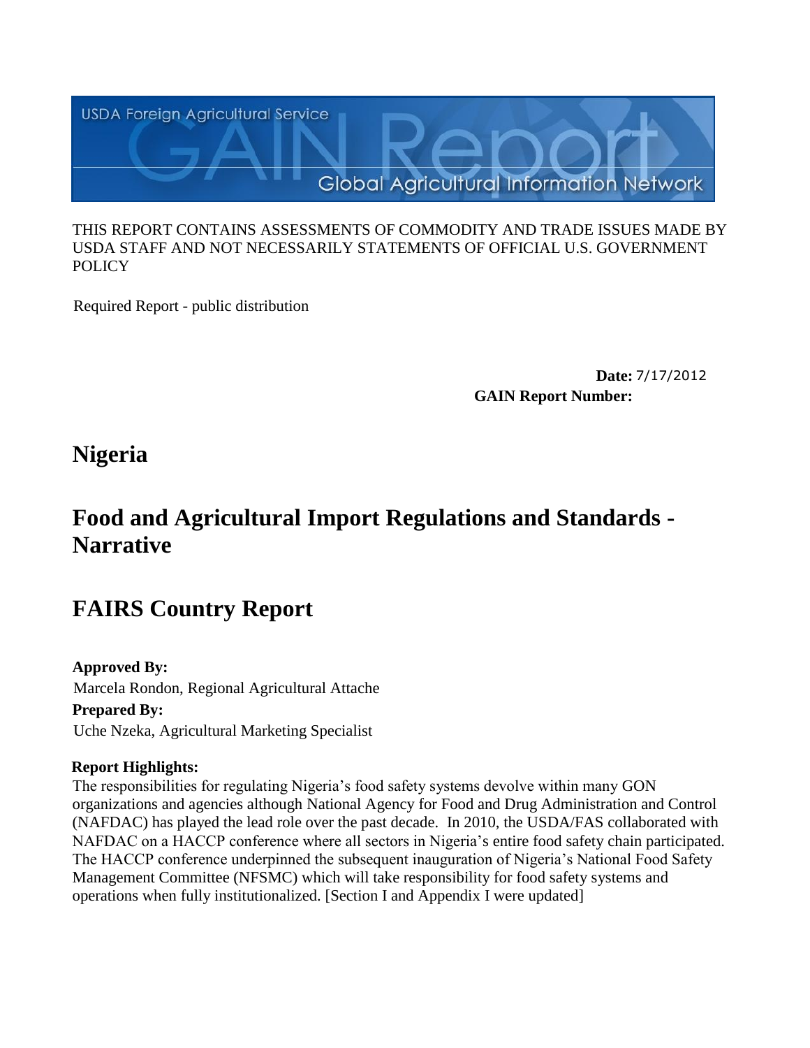USDA Foreign Agricultural Service

# GAIN Report

Global Agricultural Information Network

THIS REPORT CONTAINS ASSESSMENTS OF COMMODITY AND TRADE ISSUES MADE BY USDA STAFF AND NOT NECESSARILY STATEMENTS OF OFFICIAL U.S. GOVERNMENT POLICY

Required Report - public distribution

**Date:** 7/17/2012
**GAIN Report Number:**

# Nigeria

# Food and Agricultural Import Regulations and Standards - Narrative

# FAIRS Country Report

**Approved By:**
Marcela Rondon, Regional Agricultural Attache

**Prepared By:**
Uche Nzeka, Agricultural Marketing Specialist

**Report Highlights:**
The responsibilities for regulating Nigeria's food safety systems devolve within many GON organizations and agencies although National Agency for Food and Drug Administration and Control (NAFDAC) has played the lead role over the past decade. In 2010, the USDA/FAS collaborated with NAFDAC on a HACCP conference where all sectors in Nigeria's entire food safety chain participated. The HACCP conference underpinned the subsequent inauguration of Nigeria's National Food Safety Management Committee (NFSMC) which will take responsibility for food safety systems and operations when fully institutionalized. [Section I and Appendix I were updated]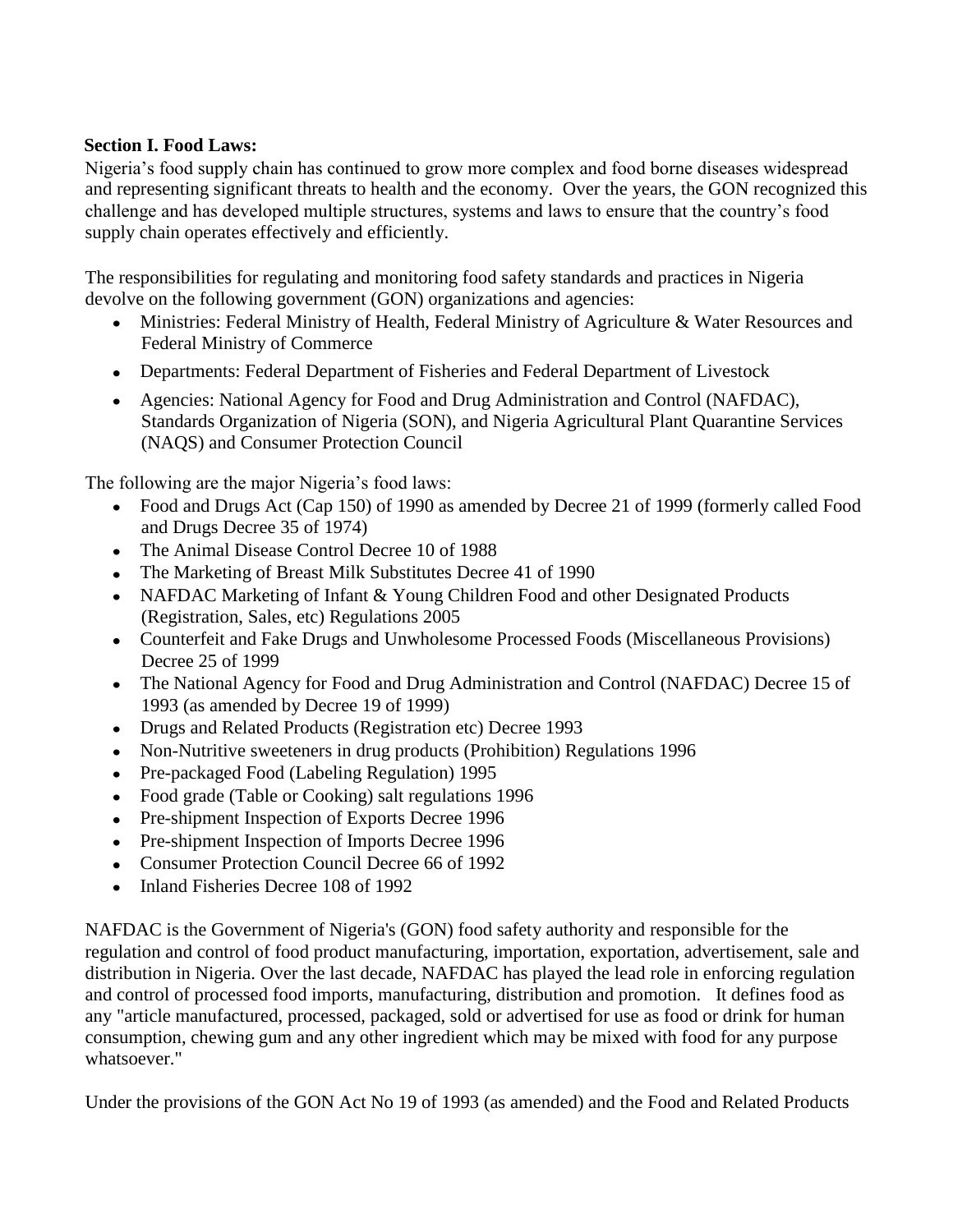**Section I. Food Laws:**

Nigeria's food supply chain has continued to grow more complex and food borne diseases widespread and representing significant threats to health and the economy. Over the years, the GON recognized this challenge and has developed multiple structures, systems and laws to ensure that the country's food supply chain operates effectively and efficiently.

The responsibilities for regulating and monitoring food safety standards and practices in Nigeria devolve on the following government (GON) organizations and agencies:

- Ministries: Federal Ministry of Health, Federal Ministry of Agriculture & Water Resources and Federal Ministry of Commerce
- Departments: Federal Department of Fisheries and Federal Department of Livestock
- Agencies: National Agency for Food and Drug Administration and Control (NAFDAC), Standards Organization of Nigeria (SON), and Nigeria Agricultural Plant Quarantine Services (NAQS) and Consumer Protection Council

The following are the major Nigeria's food laws:

- Food and Drugs Act (Cap 150) of 1990 as amended by Decree 21 of 1999 (formerly called Food and Drugs Decree 35 of 1974)
- The Animal Disease Control Decree 10 of 1988
- The Marketing of Breast Milk Substitutes Decree 41 of 1990
- NAFDAC Marketing of Infant & Young Children Food and other Designated Products (Registration, Sales, etc) Regulations 2005
- Counterfeit and Fake Drugs and Unwholesome Processed Foods (Miscellaneous Provisions) Decree 25 of 1999
- The National Agency for Food and Drug Administration and Control (NAFDAC) Decree 15 of 1993 (as amended by Decree 19 of 1999)
- Drugs and Related Products (Registration etc) Decree 1993
- Non-Nutritive sweeteners in drug products (Prohibition) Regulations 1996
- Pre-packaged Food (Labeling Regulation) 1995
- Food grade (Table or Cooking) salt regulations 1996
- Pre-shipment Inspection of Exports Decree 1996
- Pre-shipment Inspection of Imports Decree 1996
- Consumer Protection Council Decree 66 of 1992
- Inland Fisheries Decree 108 of 1992

NAFDAC is the Government of Nigeria's (GON) food safety authority and responsible for the regulation and control of food product manufacturing, importation, exportation, advertisement, sale and distribution in Nigeria. Over the last decade, NAFDAC has played the lead role in enforcing regulation and control of processed food imports, manufacturing, distribution and promotion. It defines food as any "article manufactured, processed, packaged, sold or advertised for use as food or drink for human consumption, chewing gum and any other ingredient which may be mixed with food for any purpose whatsoever."

Under the provisions of the GON Act No 19 of 1993 (as amended) and the Food and Related Products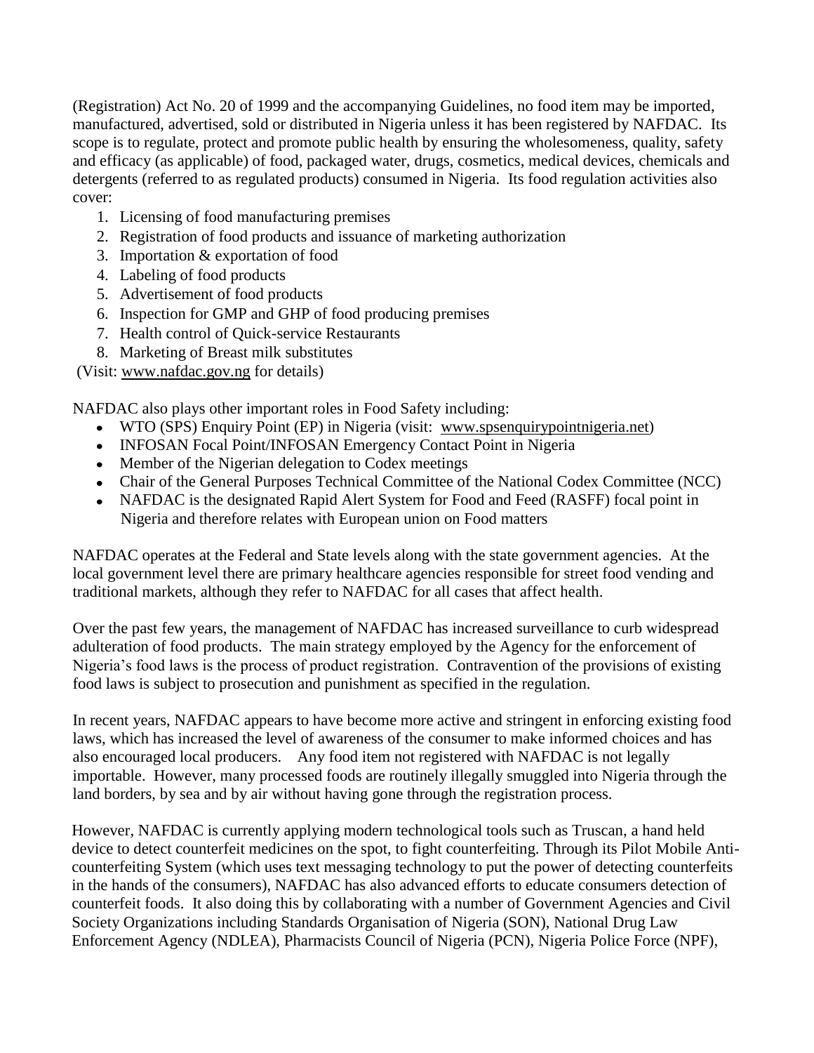(Registration) Act No. 20 of 1999 and the accompanying Guidelines, no food item may be imported, manufactured, advertised, sold or distributed in Nigeria unless it has been registered by NAFDAC. Its scope is to regulate, protect and promote public health by ensuring the wholesomeness, quality, safety and efficacy (as applicable) of food, packaged water, drugs, cosmetics, medical devices, chemicals and detergents (referred to as regulated products) consumed in Nigeria. Its food regulation activities also cover:

1. Licensing of food manufacturing premises
2. Registration of food products and issuance of marketing authorization
3. Importation & exportation of food
4. Labeling of food products
5. Advertisement of food products
6. Inspection for GMP and GHP of food producing premises
7. Health control of Quick-service Restaurants
8. Marketing of Breast milk substitutes

(Visit: www.nafdac.gov.ng for details)

NAFDAC also plays other important roles in Food Safety including:

- WTO (SPS) Enquiry Point (EP) in Nigeria (visit: www.spsenquirypointnigeria.net)
- INFOSAN Focal Point/INFOSAN Emergency Contact Point in Nigeria
- Member of the Nigerian delegation to Codex meetings
- Chair of the General Purposes Technical Committee of the National Codex Committee (NCC)
- NAFDAC is the designated Rapid Alert System for Food and Feed (RASFF) focal point in Nigeria and therefore relates with European union on Food matters

NAFDAC operates at the Federal and State levels along with the state government agencies. At the local government level there are primary healthcare agencies responsible for street food vending and traditional markets, although they refer to NAFDAC for all cases that affect health.

Over the past few years, the management of NAFDAC has increased surveillance to curb widespread adulteration of food products. The main strategy employed by the Agency for the enforcement of Nigeria's food laws is the process of product registration. Contravention of the provisions of existing food laws is subject to prosecution and punishment as specified in the regulation.

In recent years, NAFDAC appears to have become more active and stringent in enforcing existing food laws, which has increased the level of awareness of the consumer to make informed choices and has also encouraged local producers. Any food item not registered with NAFDAC is not legally importable. However, many processed foods are routinely illegally smuggled into Nigeria through the land borders, by sea and by air without having gone through the registration process.

However, NAFDAC is currently applying modern technological tools such as Truscan, a hand held device to detect counterfeit medicines on the spot, to fight counterfeiting. Through its Pilot Mobile Anti-counterfeiting System (which uses text messaging technology to put the power of detecting counterfeits in the hands of the consumers), NAFDAC has also advanced efforts to educate consumers detection of counterfeit foods. It also doing this by collaborating with a number of Government Agencies and Civil Society Organizations including Standards Organisation of Nigeria (SON), National Drug Law Enforcement Agency (NDLEA), Pharmacists Council of Nigeria (PCN), Nigeria Police Force (NPF),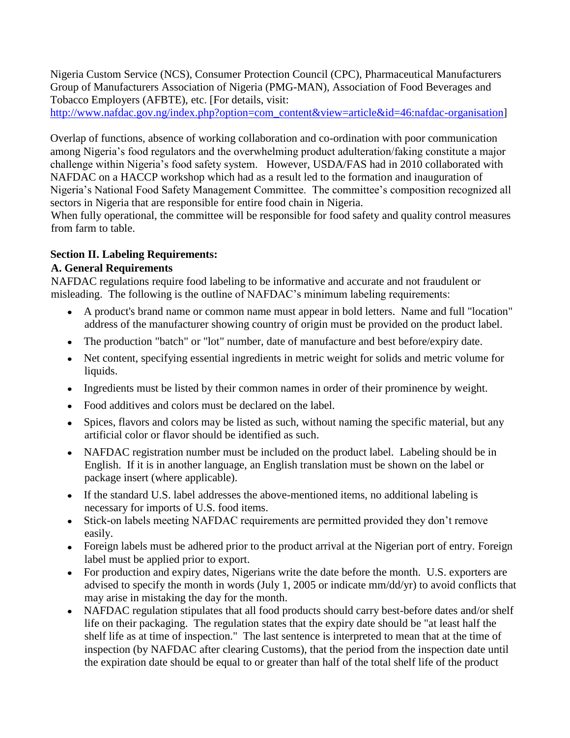Nigeria Custom Service (NCS), Consumer Protection Council (CPC), Pharmaceutical Manufacturers Group of Manufacturers Association of Nigeria (PMG-MAN), Association of Food Beverages and Tobacco Employers (AFBTE), etc. [For details, visit: http://www.nafdac.gov.ng/index.php?option=com_content&view=article&id=46:nafdac-organisation]

Overlap of functions, absence of working collaboration and co-ordination with poor communication among Nigeria's food regulators and the overwhelming product adulteration/faking constitute a major challenge within Nigeria's food safety system. However, USDA/FAS had in 2010 collaborated with NAFDAC on a HACCP workshop which had as a result led to the formation and inauguration of Nigeria's National Food Safety Management Committee. The committee's composition recognized all sectors in Nigeria that are responsible for entire food chain in Nigeria.
When fully operational, the committee will be responsible for food safety and quality control measures from farm to table.

## Section II. Labeling Requirements:

### A. General Requirements

NAFDAC regulations require food labeling to be informative and accurate and not fraudulent or misleading. The following is the outline of NAFDAC's minimum labeling requirements:

- A product's brand name or common name must appear in bold letters. Name and full "location" address of the manufacturer showing country of origin must be provided on the product label.
- The production "batch" or "lot" number, date of manufacture and best before/expiry date.
- Net content, specifying essential ingredients in metric weight for solids and metric volume for liquids.
- Ingredients must be listed by their common names in order of their prominence by weight.
- Food additives and colors must be declared on the label.
- Spices, flavors and colors may be listed as such, without naming the specific material, but any artificial color or flavor should be identified as such.
- NAFDAC registration number must be included on the product label. Labeling should be in English. If it is in another language, an English translation must be shown on the label or package insert (where applicable).
- If the standard U.S. label addresses the above-mentioned items, no additional labeling is necessary for imports of U.S. food items.
- Stick-on labels meeting NAFDAC requirements are permitted provided they don't remove easily.
- Foreign labels must be adhered prior to the product arrival at the Nigerian port of entry. Foreign label must be applied prior to export.
- For production and expiry dates, Nigerians write the date before the month. U.S. exporters are advised to specify the month in words (July 1, 2005 or indicate mm/dd/yr) to avoid conflicts that may arise in mistaking the day for the month.
- NAFDAC regulation stipulates that all food products should carry best-before dates and/or shelf life on their packaging. The regulation states that the expiry date should be "at least half the shelf life as at time of inspection." The last sentence is interpreted to mean that at the time of inspection (by NAFDAC after clearing Customs), that the period from the inspection date until the expiration date should be equal to or greater than half of the total shelf life of the product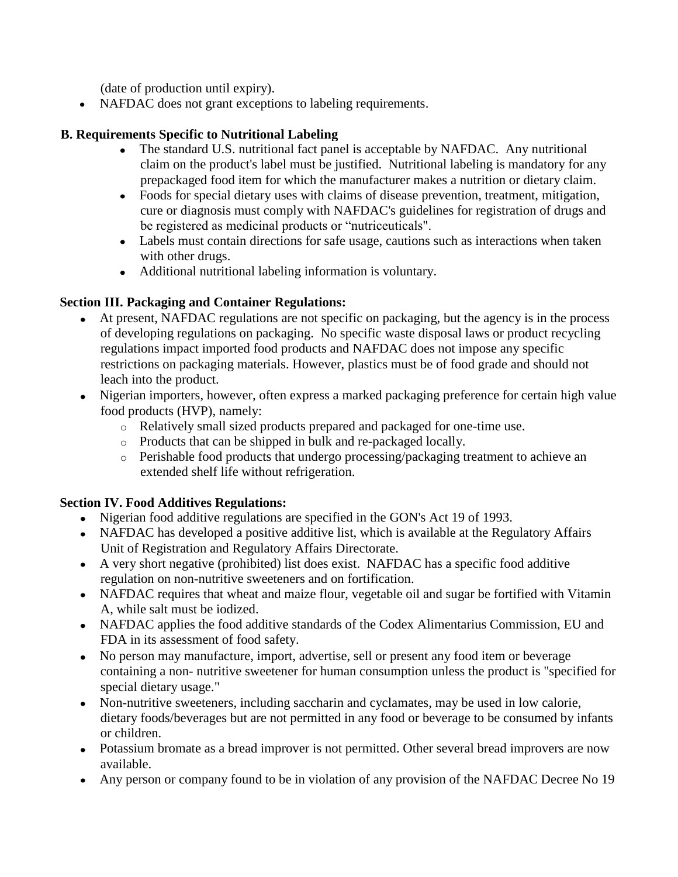(date of production until expiry).

- NAFDAC does not grant exceptions to labeling requirements.

### B. Requirements Specific to Nutritional Labeling

- The standard U.S. nutritional fact panel is acceptable by NAFDAC. Any nutritional claim on the product's label must be justified. Nutritional labeling is mandatory for any prepackaged food item for which the manufacturer makes a nutrition or dietary claim.
- Foods for special dietary uses with claims of disease prevention, treatment, mitigation, cure or diagnosis must comply with NAFDAC's guidelines for registration of drugs and be registered as medicinal products or "nutriceuticals".
- Labels must contain directions for safe usage, cautions such as interactions when taken with other drugs.
- Additional nutritional labeling information is voluntary.

## Section III. Packaging and Container Regulations:

- At present, NAFDAC regulations are not specific on packaging, but the agency is in the process of developing regulations on packaging. No specific waste disposal laws or product recycling regulations impact imported food products and NAFDAC does not impose any specific restrictions on packaging materials. However, plastics must be of food grade and should not leach into the product.
- Nigerian importers, however, often express a marked packaging preference for certain high value food products (HVP), namely:
  - Relatively small sized products prepared and packaged for one-time use.
  - Products that can be shipped in bulk and re-packaged locally.
  - Perishable food products that undergo processing/packaging treatment to achieve an extended shelf life without refrigeration.

## Section IV. Food Additives Regulations:

- Nigerian food additive regulations are specified in the GON's Act 19 of 1993.
- NAFDAC has developed a positive additive list, which is available at the Regulatory Affairs Unit of Registration and Regulatory Affairs Directorate.
- A very short negative (prohibited) list does exist. NAFDAC has a specific food additive regulation on non-nutritive sweeteners and on fortification.
- NAFDAC requires that wheat and maize flour, vegetable oil and sugar be fortified with Vitamin A, while salt must be iodized.
- NAFDAC applies the food additive standards of the Codex Alimentarius Commission, EU and FDA in its assessment of food safety.
- No person may manufacture, import, advertise, sell or present any food item or beverage containing a non- nutritive sweetener for human consumption unless the product is "specified for special dietary usage."
- Non-nutritive sweeteners, including saccharin and cyclamates, may be used in low calorie, dietary foods/beverages but are not permitted in any food or beverage to be consumed by infants or children.
- Potassium bromate as a bread improver is not permitted. Other several bread improvers are now available.
- Any person or company found to be in violation of any provision of the NAFDAC Decree No 19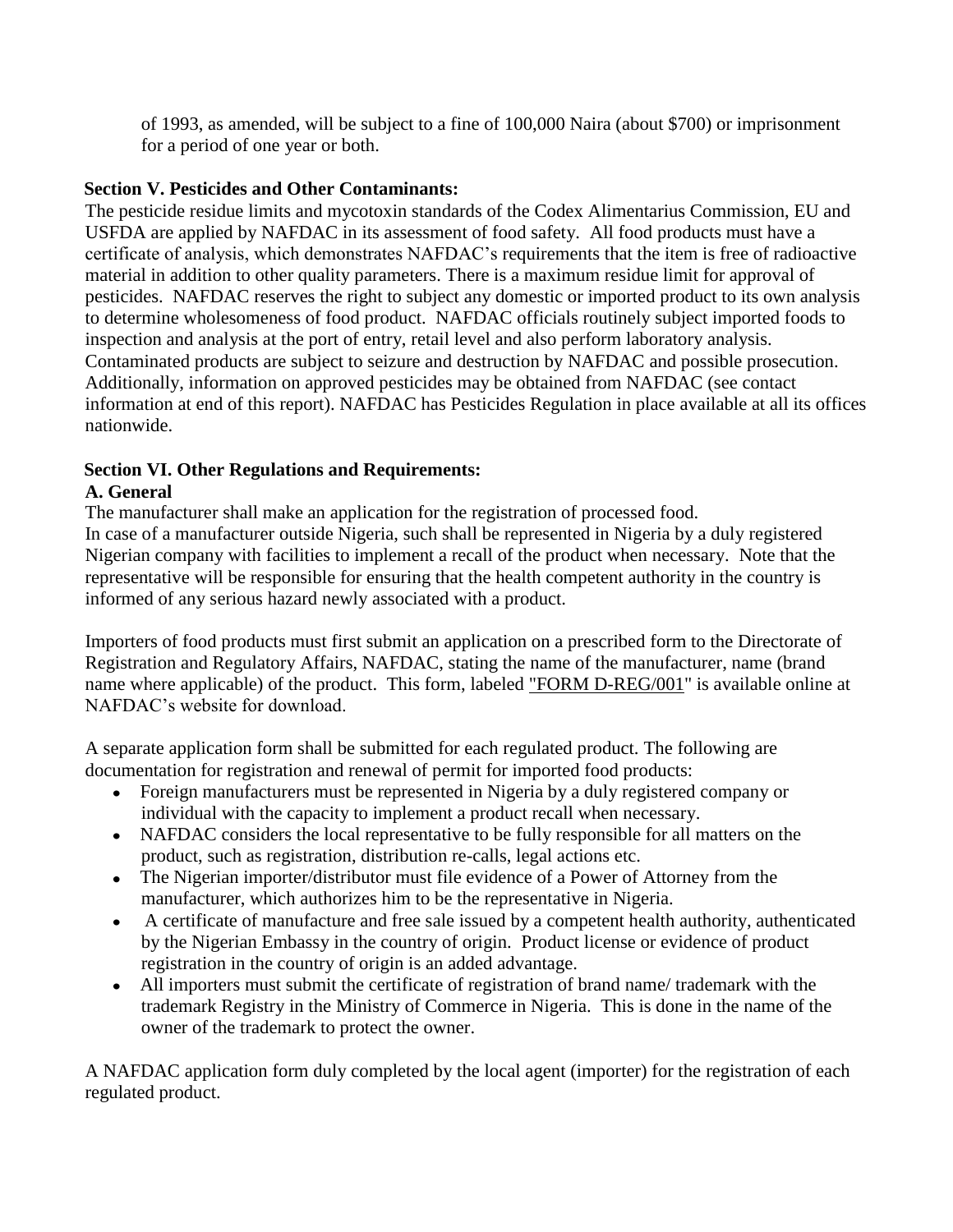of 1993, as amended, will be subject to a fine of 100,000 Naira (about $700) or imprisonment for a period of one year or both.

## Section V. Pesticides and Other Contaminants:

The pesticide residue limits and mycotoxin standards of the Codex Alimentarius Commission, EU and USFDA are applied by NAFDAC in its assessment of food safety. All food products must have a certificate of analysis, which demonstrates NAFDAC's requirements that the item is free of radioactive material in addition to other quality parameters. There is a maximum residue limit for approval of pesticides. NAFDAC reserves the right to subject any domestic or imported product to its own analysis to determine wholesomeness of food product. NAFDAC officials routinely subject imported foods to inspection and analysis at the port of entry, retail level and also perform laboratory analysis. Contaminated products are subject to seizure and destruction by NAFDAC and possible prosecution. Additionally, information on approved pesticides may be obtained from NAFDAC (see contact information at end of this report). NAFDAC has Pesticides Regulation in place available at all its offices nationwide.

## Section VI. Other Regulations and Requirements:

### A. General

The manufacturer shall make an application for the registration of processed food.
In case of a manufacturer outside Nigeria, such shall be represented in Nigeria by a duly registered Nigerian company with facilities to implement a recall of the product when necessary. Note that the representative will be responsible for ensuring that the health competent authority in the country is informed of any serious hazard newly associated with a product.

Importers of food products must first submit an application on a prescribed form to the Directorate of Registration and Regulatory Affairs, NAFDAC, stating the name of the manufacturer, name (brand name where applicable) of the product. This form, labeled "FORM D-REG/001" is available online at NAFDAC's website for download.

A separate application form shall be submitted for each regulated product. The following are documentation for registration and renewal of permit for imported food products:

- Foreign manufacturers must be represented in Nigeria by a duly registered company or individual with the capacity to implement a product recall when necessary.
- NAFDAC considers the local representative to be fully responsible for all matters on the product, such as registration, distribution re-calls, legal actions etc.
- The Nigerian importer/distributor must file evidence of a Power of Attorney from the manufacturer, which authorizes him to be the representative in Nigeria.
- A certificate of manufacture and free sale issued by a competent health authority, authenticated by the Nigerian Embassy in the country of origin. Product license or evidence of product registration in the country of origin is an added advantage.
- All importers must submit the certificate of registration of brand name/ trademark with the trademark Registry in the Ministry of Commerce in Nigeria. This is done in the name of the owner of the trademark to protect the owner.

A NAFDAC application form duly completed by the local agent (importer) for the registration of each regulated product.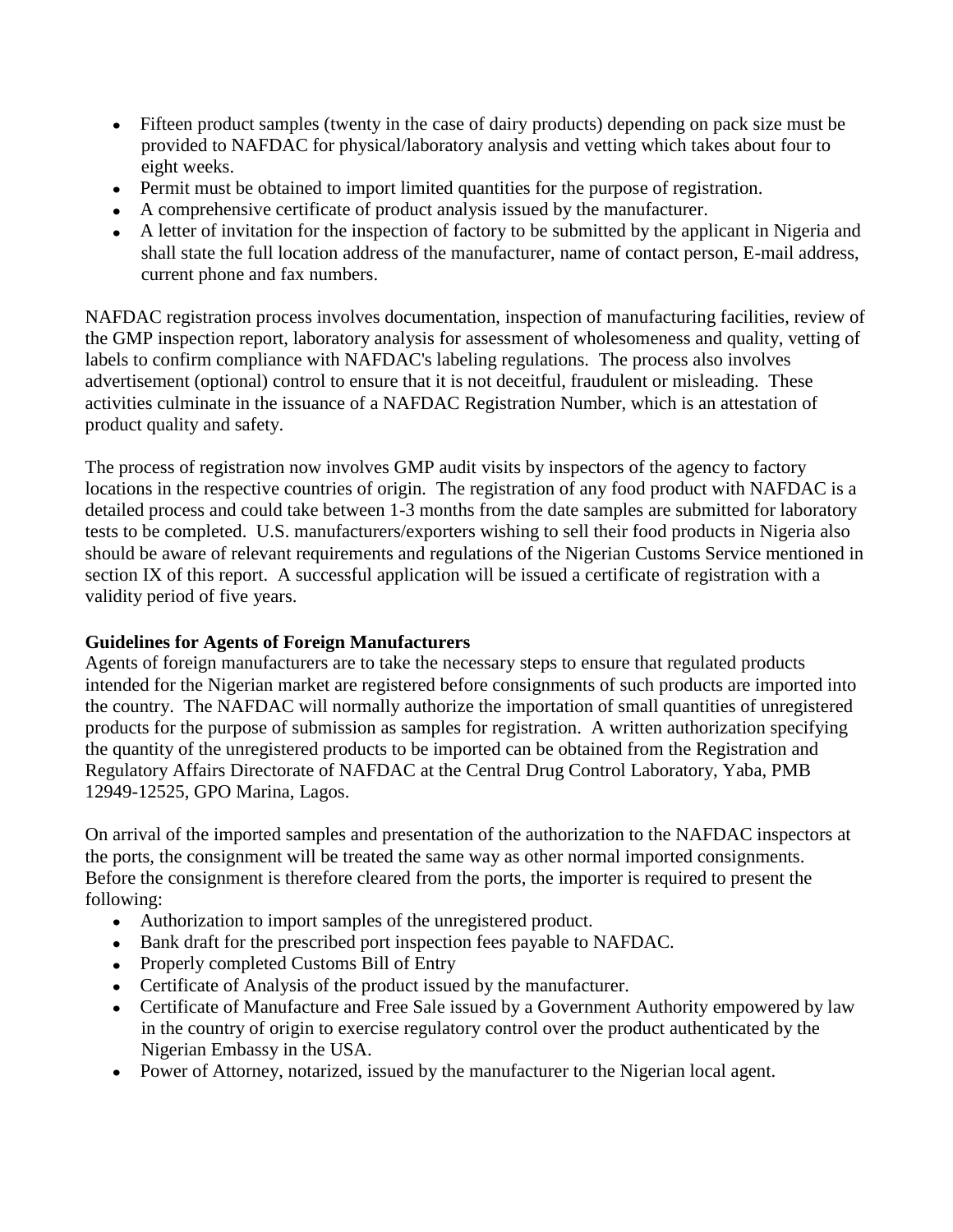- Fifteen product samples (twenty in the case of dairy products) depending on pack size must be provided to NAFDAC for physical/laboratory analysis and vetting which takes about four to eight weeks.
- Permit must be obtained to import limited quantities for the purpose of registration.
- A comprehensive certificate of product analysis issued by the manufacturer.
- A letter of invitation for the inspection of factory to be submitted by the applicant in Nigeria and shall state the full location address of the manufacturer, name of contact person, E-mail address, current phone and fax numbers.

NAFDAC registration process involves documentation, inspection of manufacturing facilities, review of the GMP inspection report, laboratory analysis for assessment of wholesomeness and quality, vetting of labels to confirm compliance with NAFDAC's labeling regulations. The process also involves advertisement (optional) control to ensure that it is not deceitful, fraudulent or misleading. These activities culminate in the issuance of a NAFDAC Registration Number, which is an attestation of product quality and safety.

The process of registration now involves GMP audit visits by inspectors of the agency to factory locations in the respective countries of origin. The registration of any food product with NAFDAC is a detailed process and could take between 1-3 months from the date samples are submitted for laboratory tests to be completed. U.S. manufacturers/exporters wishing to sell their food products in Nigeria also should be aware of relevant requirements and regulations of the Nigerian Customs Service mentioned in section IX of this report. A successful application will be issued a certificate of registration with a validity period of five years.

**Guidelines for Agents of Foreign Manufacturers**

Agents of foreign manufacturers are to take the necessary steps to ensure that regulated products intended for the Nigerian market are registered before consignments of such products are imported into the country. The NAFDAC will normally authorize the importation of small quantities of unregistered products for the purpose of submission as samples for registration. A written authorization specifying the quantity of the unregistered products to be imported can be obtained from the Registration and Regulatory Affairs Directorate of NAFDAC at the Central Drug Control Laboratory, Yaba, PMB 12949-12525, GPO Marina, Lagos.

On arrival of the imported samples and presentation of the authorization to the NAFDAC inspectors at the ports, the consignment will be treated the same way as other normal imported consignments. Before the consignment is therefore cleared from the ports, the importer is required to present the following:

- Authorization to import samples of the unregistered product.
- Bank draft for the prescribed port inspection fees payable to NAFDAC.
- Properly completed Customs Bill of Entry
- Certificate of Analysis of the product issued by the manufacturer.
- Certificate of Manufacture and Free Sale issued by a Government Authority empowered by law in the country of origin to exercise regulatory control over the product authenticated by the Nigerian Embassy in the USA.
- Power of Attorney, notarized, issued by the manufacturer to the Nigerian local agent.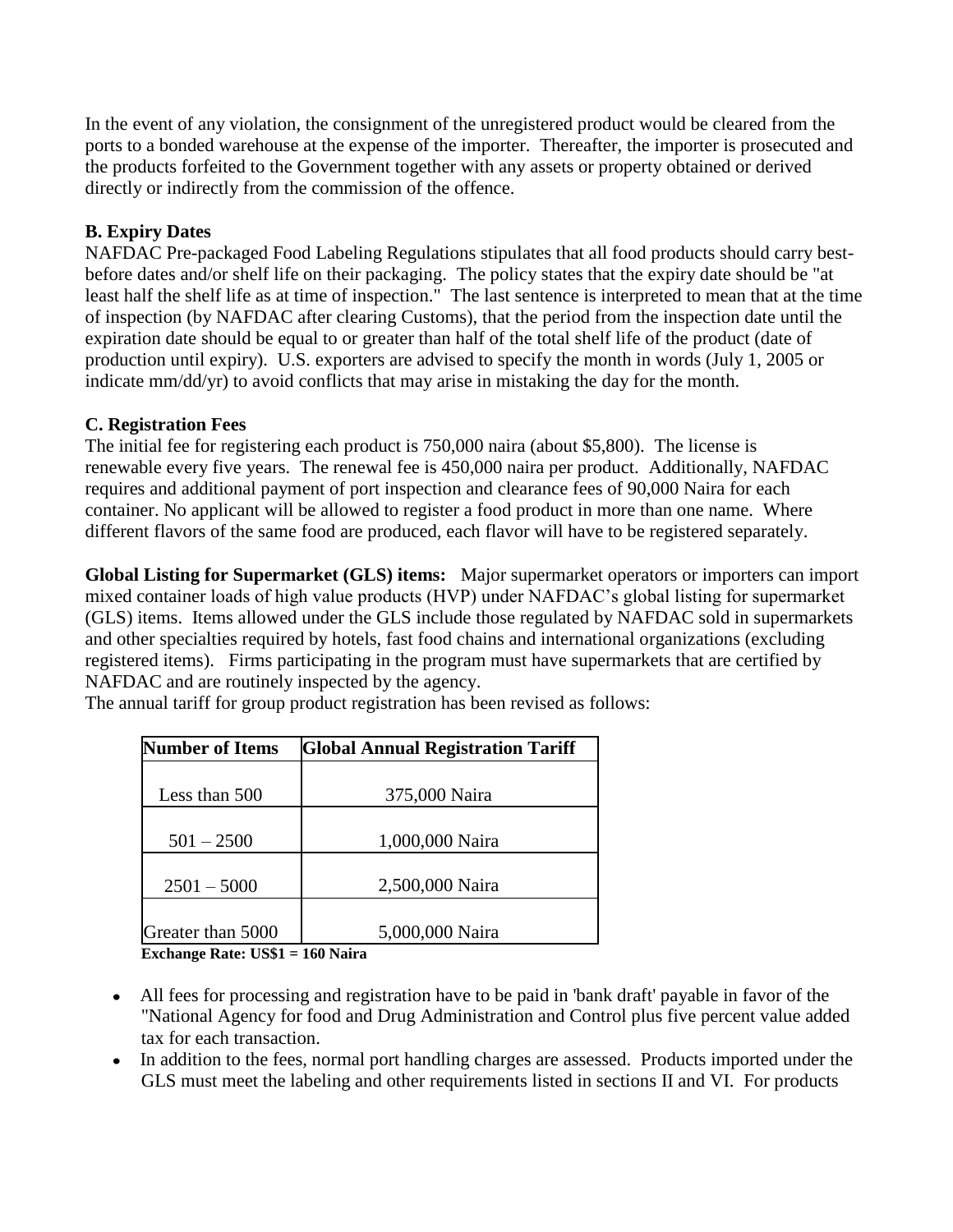In the event of any violation, the consignment of the unregistered product would be cleared from the ports to a bonded warehouse at the expense of the importer. Thereafter, the importer is prosecuted and the products forfeited to the Government together with any assets or property obtained or derived directly or indirectly from the commission of the offence.

**B. Expiry Dates**

NAFDAC Pre-packaged Food Labeling Regulations stipulates that all food products should carry best-before dates and/or shelf life on their packaging. The policy states that the expiry date should be "at least half the shelf life as at time of inspection." The last sentence is interpreted to mean that at the time of inspection (by NAFDAC after clearing Customs), that the period from the inspection date until the expiration date should be equal to or greater than half of the total shelf life of the product (date of production until expiry). U.S. exporters are advised to specify the month in words (July 1, 2005 or indicate mm/dd/yr) to avoid conflicts that may arise in mistaking the day for the month.

**C. Registration Fees**

The initial fee for registering each product is 750,000 naira (about $5,800). The license is renewable every five years. The renewal fee is 450,000 naira per product. Additionally, NAFDAC requires and additional payment of port inspection and clearance fees of 90,000 Naira for each container. No applicant will be allowed to register a food product in more than one name. Where different flavors of the same food are produced, each flavor will have to be registered separately.

**Global Listing for Supermarket (GLS) items:** Major supermarket operators or importers can import mixed container loads of high value products (HVP) under NAFDAC's global listing for supermarket (GLS) items. Items allowed under the GLS include those regulated by NAFDAC sold in supermarkets and other specialties required by hotels, fast food chains and international organizations (excluding registered items). Firms participating in the program must have supermarkets that are certified by NAFDAC and are routinely inspected by the agency.

The annual tariff for group product registration has been revised as follows:

| Number of Items | Global Annual Registration Tariff |
|---|---|
| Less than 500 | 375,000 Naira |
| 501 – 2500 | 1,000,000 Naira |
| 2501 – 5000 | 2,500,000 Naira |
| Greater than 5000 | 5,000,000 Naira |

**Exchange Rate: US$1 = 160 Naira**

- All fees for processing and registration have to be paid in 'bank draft' payable in favor of the "National Agency for food and Drug Administration and Control plus five percent value added tax for each transaction.
- In addition to the fees, normal port handling charges are assessed. Products imported under the GLS must meet the labeling and other requirements listed in sections II and VI. For products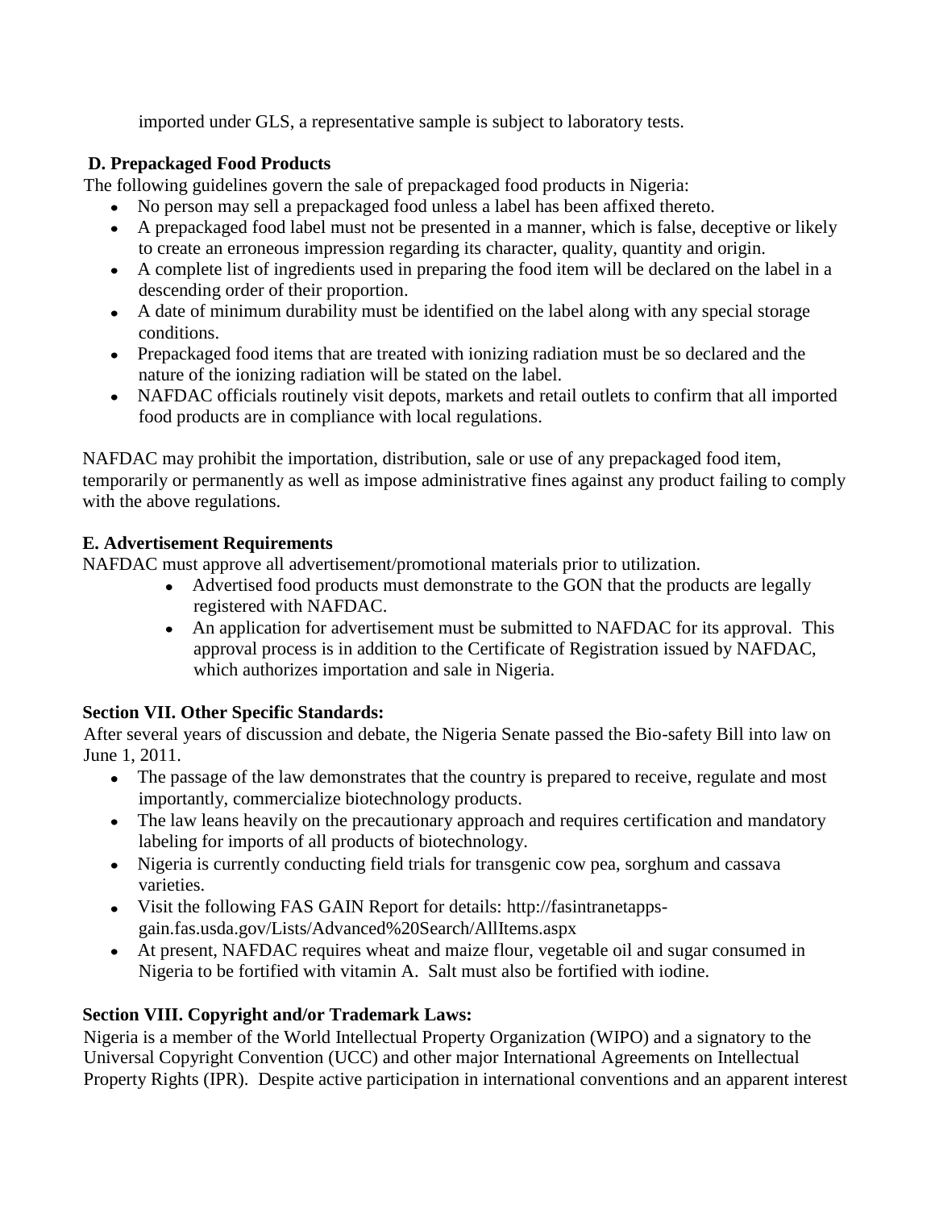imported under GLS, a representative sample is subject to laboratory tests.

### D. Prepackaged Food Products

The following guidelines govern the sale of prepackaged food products in Nigeria:

- No person may sell a prepackaged food unless a label has been affixed thereto.
- A prepackaged food label must not be presented in a manner, which is false, deceptive or likely to create an erroneous impression regarding its character, quality, quantity and origin.
- A complete list of ingredients used in preparing the food item will be declared on the label in a descending order of their proportion.
- A date of minimum durability must be identified on the label along with any special storage conditions.
- Prepackaged food items that are treated with ionizing radiation must be so declared and the nature of the ionizing radiation will be stated on the label.
- NAFDAC officials routinely visit depots, markets and retail outlets to confirm that all imported food products are in compliance with local regulations.

NAFDAC may prohibit the importation, distribution, sale or use of any prepackaged food item, temporarily or permanently as well as impose administrative fines against any product failing to comply with the above regulations.

### E. Advertisement Requirements

NAFDAC must approve all advertisement/promotional materials prior to utilization.

- Advertised food products must demonstrate to the GON that the products are legally registered with NAFDAC.
- An application for advertisement must be submitted to NAFDAC for its approval. This approval process is in addition to the Certificate of Registration issued by NAFDAC, which authorizes importation and sale in Nigeria.

## Section VII. Other Specific Standards:

After several years of discussion and debate, the Nigeria Senate passed the Bio-safety Bill into law on June 1, 2011.

- The passage of the law demonstrates that the country is prepared to receive, regulate and most importantly, commercialize biotechnology products.
- The law leans heavily on the precautionary approach and requires certification and mandatory labeling for imports of all products of biotechnology.
- Nigeria is currently conducting field trials for transgenic cow pea, sorghum and cassava varieties.
- Visit the following FAS GAIN Report for details: http://fasintranetapps-gain.fas.usda.gov/Lists/Advanced%20Search/AllItems.aspx
- At present, NAFDAC requires wheat and maize flour, vegetable oil and sugar consumed in Nigeria to be fortified with vitamin A. Salt must also be fortified with iodine.

## Section VIII. Copyright and/or Trademark Laws:

Nigeria is a member of the World Intellectual Property Organization (WIPO) and a signatory to the Universal Copyright Convention (UCC) and other major International Agreements on Intellectual Property Rights (IPR). Despite active participation in international conventions and an apparent interest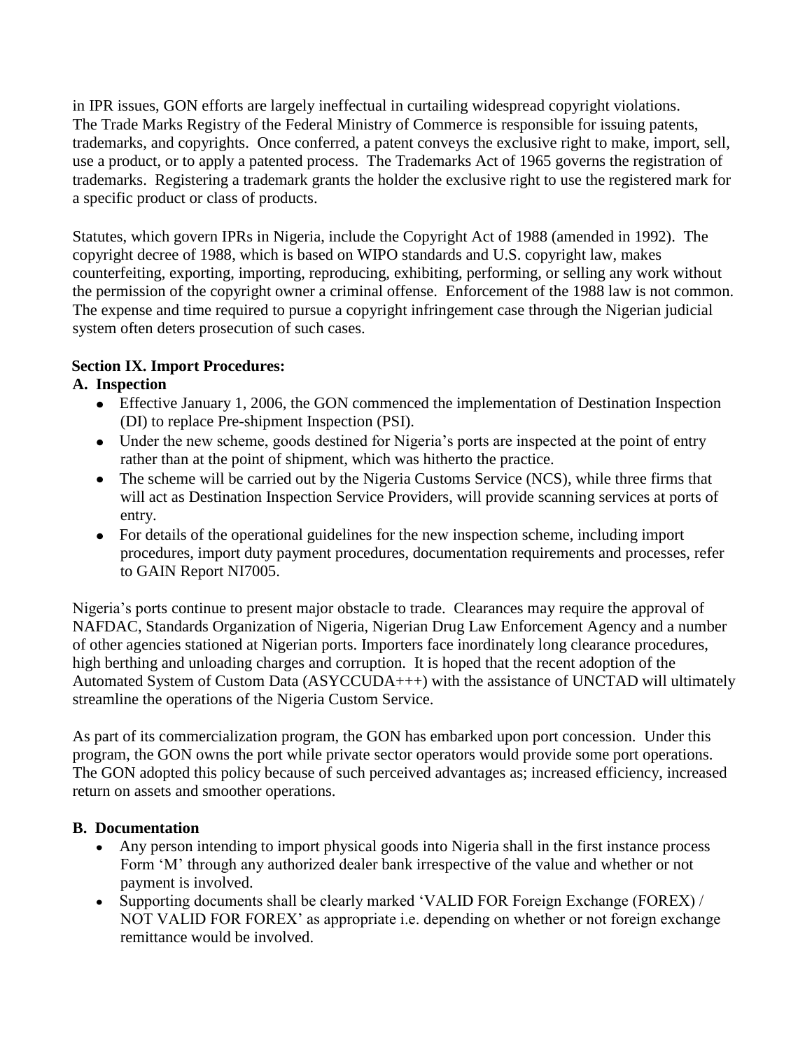in IPR issues, GON efforts are largely ineffectual in curtailing widespread copyright violations. The Trade Marks Registry of the Federal Ministry of Commerce is responsible for issuing patents, trademarks, and copyrights. Once conferred, a patent conveys the exclusive right to make, import, sell, use a product, or to apply a patented process. The Trademarks Act of 1965 governs the registration of trademarks. Registering a trademark grants the holder the exclusive right to use the registered mark for a specific product or class of products.

Statutes, which govern IPRs in Nigeria, include the Copyright Act of 1988 (amended in 1992). The copyright decree of 1988, which is based on WIPO standards and U.S. copyright law, makes counterfeiting, exporting, importing, reproducing, exhibiting, performing, or selling any work without the permission of the copyright owner a criminal offense. Enforcement of the 1988 law is not common. The expense and time required to pursue a copyright infringement case through the Nigerian judicial system often deters prosecution of such cases.

## Section IX. Import Procedures:

### A. Inspection

- Effective January 1, 2006, the GON commenced the implementation of Destination Inspection (DI) to replace Pre-shipment Inspection (PSI).
- Under the new scheme, goods destined for Nigeria's ports are inspected at the point of entry rather than at the point of shipment, which was hitherto the practice.
- The scheme will be carried out by the Nigeria Customs Service (NCS), while three firms that will act as Destination Inspection Service Providers, will provide scanning services at ports of entry.
- For details of the operational guidelines for the new inspection scheme, including import procedures, import duty payment procedures, documentation requirements and processes, refer to GAIN Report NI7005.

Nigeria's ports continue to present major obstacle to trade. Clearances may require the approval of NAFDAC, Standards Organization of Nigeria, Nigerian Drug Law Enforcement Agency and a number of other agencies stationed at Nigerian ports. Importers face inordinately long clearance procedures, high berthing and unloading charges and corruption. It is hoped that the recent adoption of the Automated System of Custom Data (ASYCCUDA+++) with the assistance of UNCTAD will ultimately streamline the operations of the Nigeria Custom Service.

As part of its commercialization program, the GON has embarked upon port concession. Under this program, the GON owns the port while private sector operators would provide some port operations. The GON adopted this policy because of such perceived advantages as; increased efficiency, increased return on assets and smoother operations.

### B. Documentation

- Any person intending to import physical goods into Nigeria shall in the first instance process Form 'M' through any authorized dealer bank irrespective of the value and whether or not payment is involved.
- Supporting documents shall be clearly marked 'VALID FOR Foreign Exchange (FOREX) / NOT VALID FOR FOREX' as appropriate i.e. depending on whether or not foreign exchange remittance would be involved.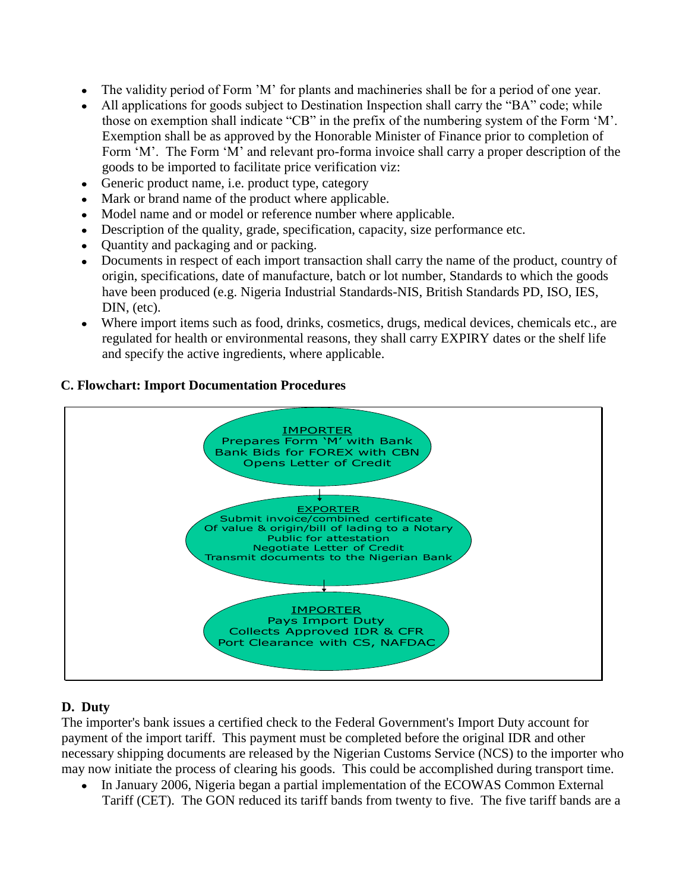- The validity period of Form 'M' for plants and machineries shall be for a period of one year.
- All applications for goods subject to Destination Inspection shall carry the "BA" code; while those on exemption shall indicate "CB" in the prefix of the numbering system of the Form 'M'. Exemption shall be as approved by the Honorable Minister of Finance prior to completion of Form 'M'. The Form 'M' and relevant pro-forma invoice shall carry a proper description of the goods to be imported to facilitate price verification viz:
- Generic product name, i.e. product type, category
- Mark or brand name of the product where applicable.
- Model name and or model or reference number where applicable.
- Description of the quality, grade, specification, capacity, size performance etc.
- Quantity and packaging and or packing.
- Documents in respect of each import transaction shall carry the name of the product, country of origin, specifications, date of manufacture, batch or lot number, Standards to which the goods have been produced (e.g. Nigeria Industrial Standards-NIS, British Standards PD, ISO, IES, DIN, (etc).
- Where import items such as food, drinks, cosmetics, drugs, medical devices, chemicals etc., are regulated for health or environmental reasons, they shall carry EXPIRY dates or the shelf life and specify the active ingredients, where applicable.

**C. Flowchart: Import Documentation Procedures**

IMPORTER
Prepares Form 'M' with Bank
Bank Bids for FOREX with CBN
Opens Letter of Credit

↓

EXPORTER
Submit invoice/combined certificate
Of value & origin/bill of lading to a Notary
Public for attestation
Negotiate Letter of Credit
Transmit documents to the Nigerian Bank

↓

IMPORTER
Pays Import Duty
Collects Approved IDR & CFR
Port Clearance with CS, NAFDAC

**D. Duty**

The importer's bank issues a certified check to the Federal Government's Import Duty account for payment of the import tariff. This payment must be completed before the original IDR and other necessary shipping documents are released by the Nigerian Customs Service (NCS) to the importer who may now initiate the process of clearing his goods. This could be accomplished during transport time.

- In January 2006, Nigeria began a partial implementation of the ECOWAS Common External Tariff (CET). The GON reduced its tariff bands from twenty to five. The five tariff bands are a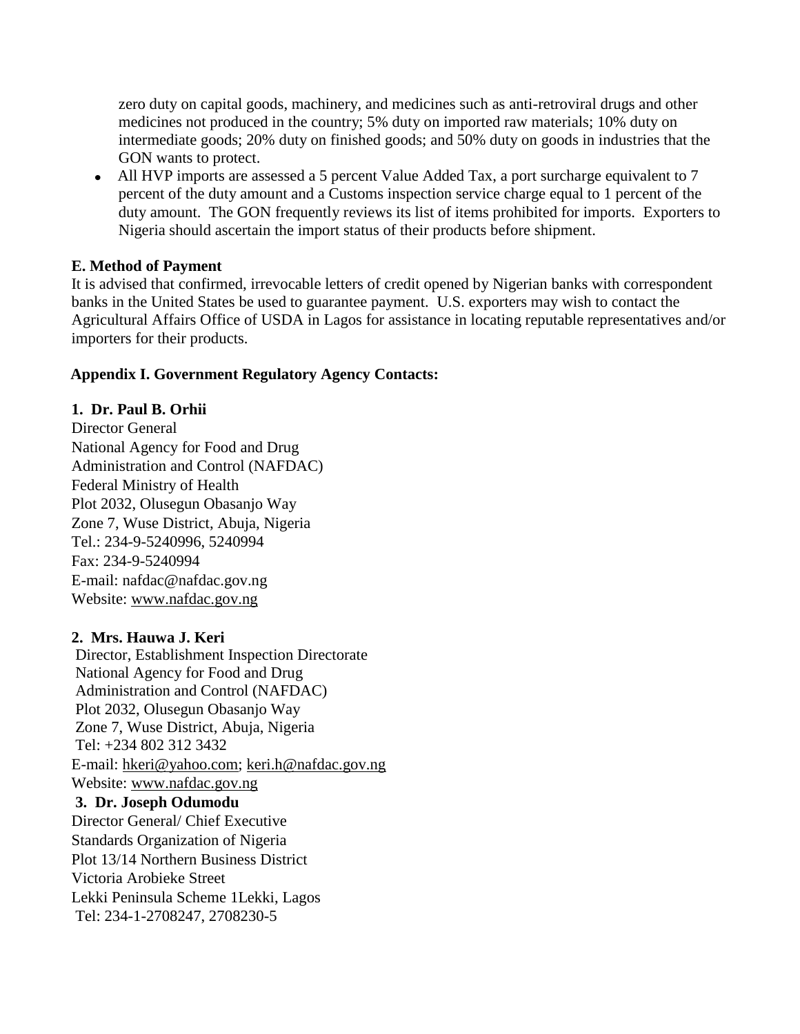zero duty on capital goods, machinery, and medicines such as anti-retroviral drugs and other medicines not produced in the country; 5% duty on imported raw materials; 10% duty on intermediate goods; 20% duty on finished goods; and 50% duty on goods in industries that the GON wants to protect.

- All HVP imports are assessed a 5 percent Value Added Tax, a port surcharge equivalent to 7 percent of the duty amount and a Customs inspection service charge equal to 1 percent of the duty amount. The GON frequently reviews its list of items prohibited for imports. Exporters to Nigeria should ascertain the import status of their products before shipment.

**E. Method of Payment**

It is advised that confirmed, irrevocable letters of credit opened by Nigerian banks with correspondent banks in the United States be used to guarantee payment. U.S. exporters may wish to contact the Agricultural Affairs Office of USDA in Lagos for assistance in locating reputable representatives and/or importers for their products.

**Appendix I. Government Regulatory Agency Contacts:**

**1. Dr. Paul B. Orhii**

Director General
National Agency for Food and Drug
Administration and Control (NAFDAC)
Federal Ministry of Health
Plot 2032, Olusegun Obasanjo Way
Zone 7, Wuse District, Abuja, Nigeria
Tel.: 234-9-5240996, 5240994
Fax: 234-9-5240994
E-mail: nafdac@nafdac.gov.ng
Website: www.nafdac.gov.ng

**2. Mrs. Hauwa J. Keri**

Director, Establishment Inspection Directorate
National Agency for Food and Drug
Administration and Control (NAFDAC)
Plot 2032, Olusegun Obasanjo Way
Zone 7, Wuse District, Abuja, Nigeria
Tel: +234 802 312 3432
E-mail: hkeri@yahoo.com; keri.h@nafdac.gov.ng
Website: www.nafdac.gov.ng

**3. Dr. Joseph Odumodu**

Director General/ Chief Executive
Standards Organization of Nigeria
Plot 13/14 Northern Business District
Victoria Arobieke Street
Lekki Peninsula Scheme 1Lekki, Lagos
Tel: 234-1-2708247, 2708230-5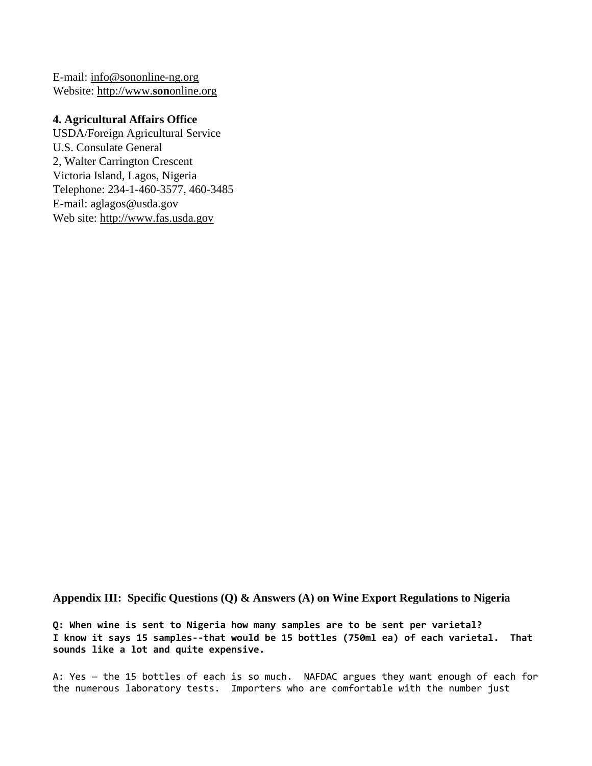E-mail: info@sononline-ng.org
Website: http://www.**son**online.org

**4. Agricultural Affairs Office**
USDA/Foreign Agricultural Service
U.S. Consulate General
2, Walter Carrington Crescent
Victoria Island, Lagos, Nigeria
Telephone: 234-1-460-3577, 460-3485
E-mail: aglagos@usda.gov
Web site: http://www.fas.usda.gov

## Appendix III: Specific Questions (Q) & Answers (A) on Wine Export Regulations to Nigeria

**Q: When wine is sent to Nigeria how many samples are to be sent per varietal? I know it says 15 samples--that would be 15 bottles (750ml ea) of each varietal. That sounds like a lot and quite expensive.**

A: Yes – the 15 bottles of each is so much. NAFDAC argues they want enough of each for the numerous laboratory tests. Importers who are comfortable with the number just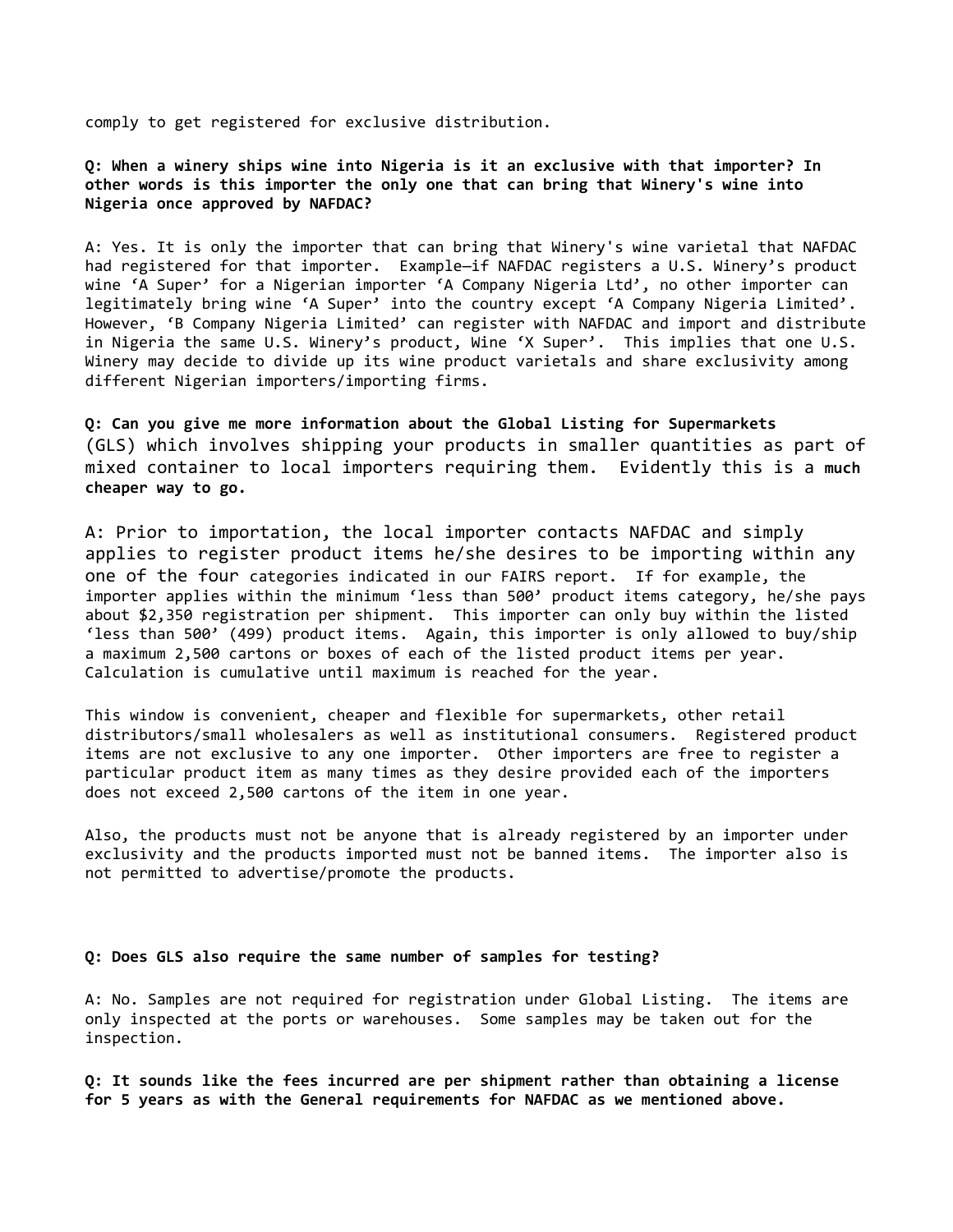comply to get registered for exclusive distribution.

**Q: When a winery ships wine into Nigeria is it an exclusive with that importer? In other words is this importer the only one that can bring that Winery's wine into Nigeria once approved by NAFDAC?**

A: Yes. It is only the importer that can bring that Winery's wine varietal that NAFDAC had registered for that importer. Example—if NAFDAC registers a U.S. Winery's product wine 'A Super' for a Nigerian importer 'A Company Nigeria Ltd', no other importer can legitimately bring wine 'A Super' into the country except 'A Company Nigeria Limited'. However, 'B Company Nigeria Limited' can register with NAFDAC and import and distribute in Nigeria the same U.S. Winery's product, Wine 'X Super'. This implies that one U.S. Winery may decide to divide up its wine product varietals and share exclusivity among different Nigerian importers/importing firms.

**Q: Can you give me more information about the Global Listing for Supermarkets** (GLS) which involves shipping your products in smaller quantities as part of mixed container to local importers requiring them. Evidently this is a **much cheaper way to go.**

A: Prior to importation, the local importer contacts NAFDAC and simply applies to register product items he/she desires to be importing within any one of the four categories indicated in our FAIRS report. If for example, the importer applies within the minimum 'less than 500' product items category, he/she pays about $2,350 registration per shipment. This importer can only buy within the listed 'less than 500' (499) product items. Again, this importer is only allowed to buy/ship a maximum 2,500 cartons or boxes of each of the listed product items per year. Calculation is cumulative until maximum is reached for the year.

This window is convenient, cheaper and flexible for supermarkets, other retail distributors/small wholesalers as well as institutional consumers. Registered product items are not exclusive to any one importer. Other importers are free to register a particular product item as many times as they desire provided each of the importers does not exceed 2,500 cartons of the item in one year.

Also, the products must not be anyone that is already registered by an importer under exclusivity and the products imported must not be banned items. The importer also is not permitted to advertise/promote the products.

**Q: Does GLS also require the same number of samples for testing?**

A: No. Samples are not required for registration under Global Listing. The items are only inspected at the ports or warehouses. Some samples may be taken out for the inspection.

**Q: It sounds like the fees incurred are per shipment rather than obtaining a license for 5 years as with the General requirements for NAFDAC as we mentioned above.**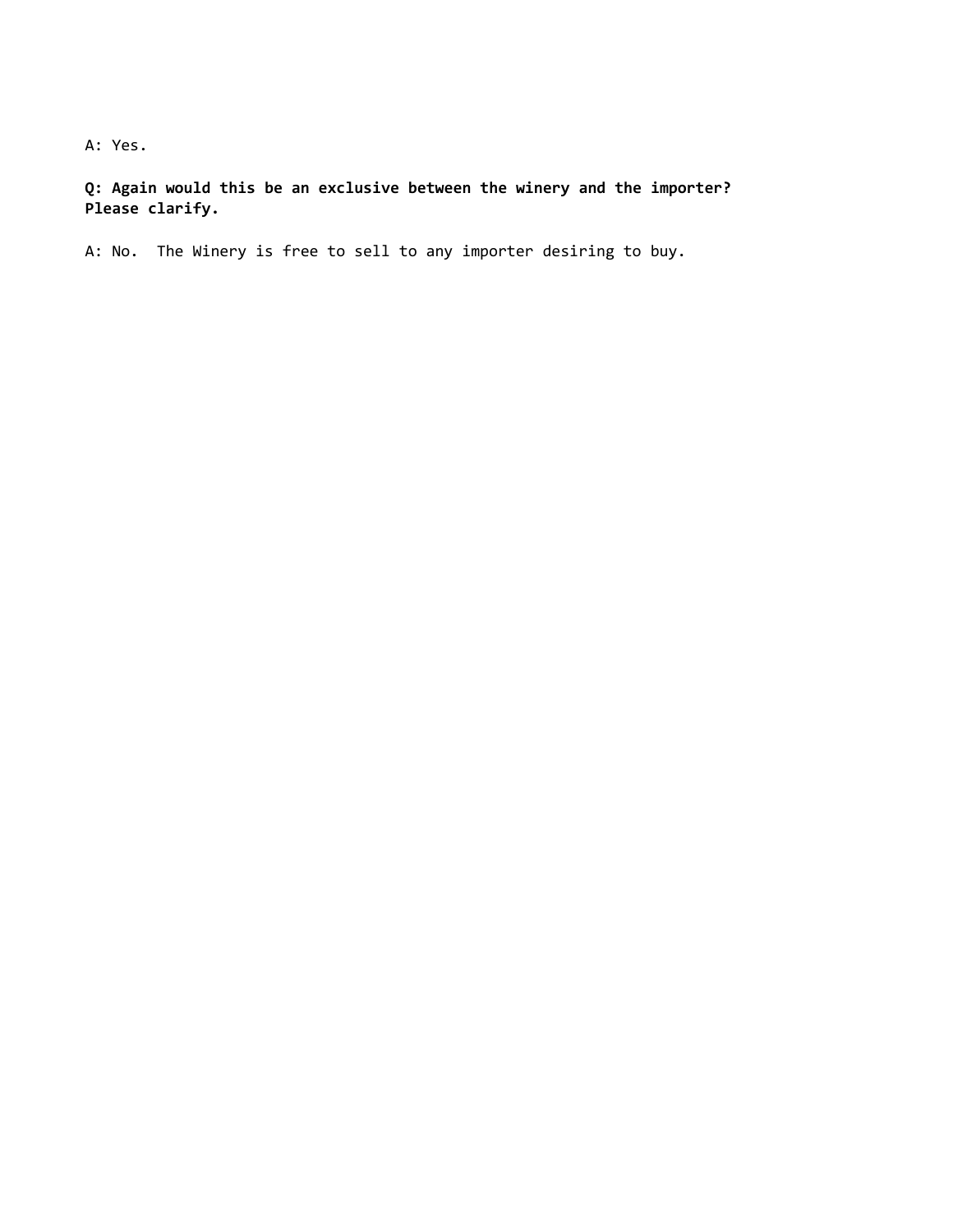A: Yes.

**Q: Again would this be an exclusive between the winery and the importer? Please clarify.**

A: No.  The Winery is free to sell to any importer desiring to buy.